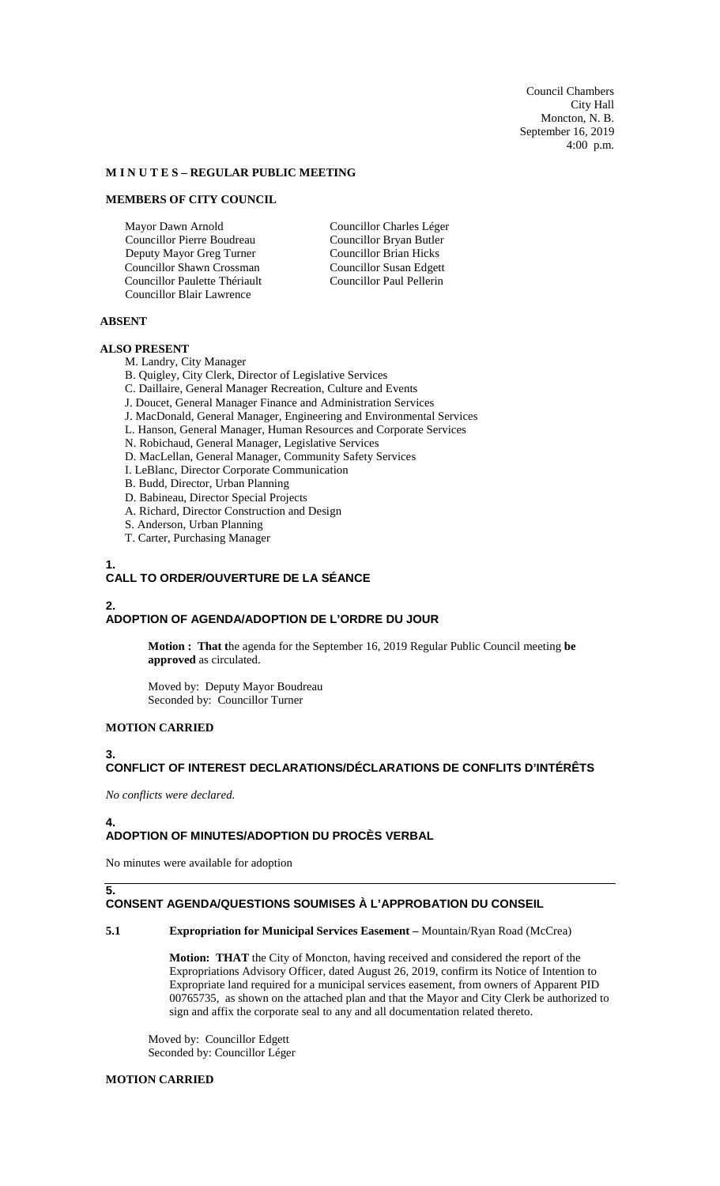Council Chambers
City Hall
Moncton, N. B.
September 16, 2019
4:00 p.m.

**M I N U T E S – REGULAR PUBLIC MEETING**

**MEMBERS OF CITY COUNCIL**

Mayor Dawn Arnold
Councillor Pierre Boudreau
Deputy Mayor Greg Turner
Councillor Shawn Crossman
Councillor Paulette Thériault
Councillor Blair Lawrence
Councillor Charles Léger
Councillor Bryan Butler
Councillor Brian Hicks
Councillor Susan Edgett
Councillor Paul Pellerin

**ABSENT**

**ALSO PRESENT**

M. Landry, City Manager
B. Quigley, City Clerk, Director of Legislative Services
C. Daillaire, General Manager Recreation, Culture and Events
J. Doucet, General Manager Finance and Administration Services
J. MacDonald, General Manager, Engineering and Environmental Services
L. Hanson, General Manager, Human Resources and Corporate Services
N. Robichaud, General Manager, Legislative Services
D. MacLellan, General Manager, Community Safety Services
I. LeBlanc, Director Corporate Communication
B. Budd, Director, Urban Planning
D. Babineau, Director Special Projects
A. Richard, Director Construction and Design
S. Anderson, Urban Planning
T. Carter, Purchasing Manager

## 1. CALL TO ORDER/OUVERTURE DE LA SÉANCE

## 2. ADOPTION OF AGENDA/ADOPTION DE L'ORDRE DU JOUR

**Motion : That t**he agenda for the September 16, 2019 Regular Public Council meeting **be approved** as circulated.

Moved by: Deputy Mayor Boudreau
Seconded by: Councillor Turner

**MOTION CARRIED**

## 3. CONFLICT OF INTEREST DECLARATIONS/DÉCLARATIONS DE CONFLITS D'INTÉRÊTS

*No conflicts were declared.*

## 4. ADOPTION OF MINUTES/ADOPTION DU PROCÈS VERBAL

No minutes were available for adoption

## 5. CONSENT AGENDA/QUESTIONS SOUMISES À L'APPROBATION DU CONSEIL

**5.1 Expropriation for Municipal Services Easement –** Mountain/Ryan Road (McCrea)

**Motion: THAT** the City of Moncton, having received and considered the report of the Expropriations Advisory Officer, dated August 26, 2019, confirm its Notice of Intention to Expropriate land required for a municipal services easement, from owners of Apparent PID 00765735, as shown on the attached plan and that the Mayor and City Clerk be authorized to sign and affix the corporate seal to any and all documentation related thereto.

Moved by: Councillor Edgett
Seconded by: Councillor Léger

**MOTION CARRIED**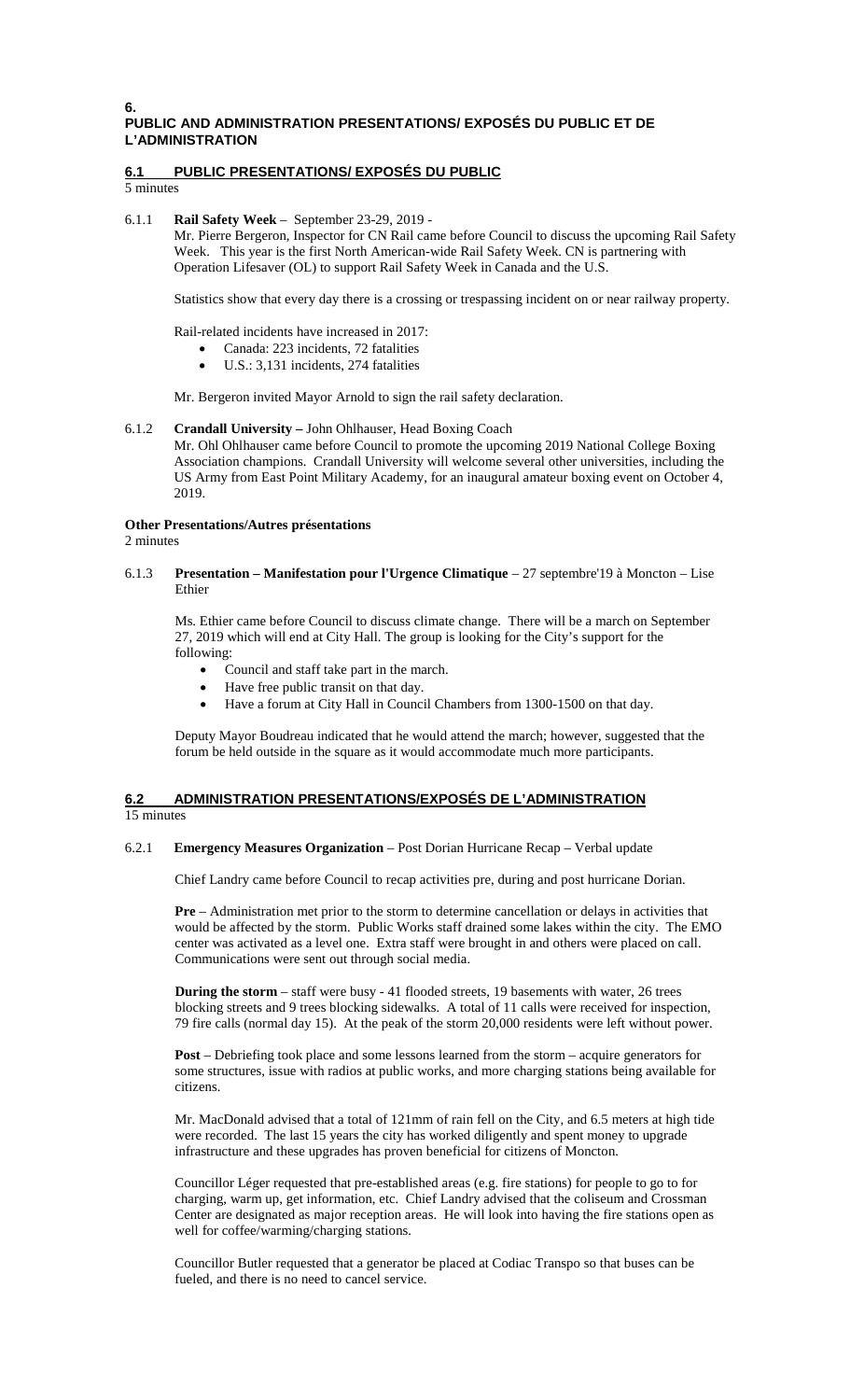## 6. PUBLIC AND ADMINISTRATION PRESENTATIONS/ EXPOSÉS DU PUBLIC ET DE L'ADMINISTRATION

### 6.1 PUBLIC PRESENTATIONS/ EXPOSÉS DU PUBLIC

5 minutes

6.1.1 **Rail Safety Week** – September 23-29, 2019 -

Mr. Pierre Bergeron, Inspector for CN Rail came before Council to discuss the upcoming Rail Safety Week. This year is the first North American-wide Rail Safety Week. CN is partnering with Operation Lifesaver (OL) to support Rail Safety Week in Canada and the U.S.

Statistics show that every day there is a crossing or trespassing incident on or near railway property.

Rail-related incidents have increased in 2017:

- Canada: 223 incidents, 72 fatalities
- U.S.: 3,131 incidents, 274 fatalities

Mr. Bergeron invited Mayor Arnold to sign the rail safety declaration.

6.1.2 **Crandall University –** John Ohlhauser, Head Boxing Coach

Mr. Ohl Ohlhauser came before Council to promote the upcoming 2019 National College Boxing Association champions. Crandall University will welcome several other universities, including the US Army from East Point Military Academy, for an inaugural amateur boxing event on October 4, 2019.

**Other Presentations/Autres présentations**

2 minutes

6.1.3 **Presentation – Manifestation pour l'Urgence Climatique** – 27 septembre'19 à Moncton – Lise Ethier

Ms. Ethier came before Council to discuss climate change. There will be a march on September 27, 2019 which will end at City Hall. The group is looking for the City's support for the following:

- Council and staff take part in the march.
- Have free public transit on that day.
- Have a forum at City Hall in Council Chambers from 1300-1500 on that day.

Deputy Mayor Boudreau indicated that he would attend the march; however, suggested that the forum be held outside in the square as it would accommodate much more participants.

### 6.2 ADMINISTRATION PRESENTATIONS/EXPOSÉS DE L'ADMINISTRATION

15 minutes

6.2.1 **Emergency Measures Organization** – Post Dorian Hurricane Recap – Verbal update

Chief Landry came before Council to recap activities pre, during and post hurricane Dorian.

**Pre** – Administration met prior to the storm to determine cancellation or delays in activities that would be affected by the storm. Public Works staff drained some lakes within the city. The EMO center was activated as a level one. Extra staff were brought in and others were placed on call. Communications were sent out through social media.

**During the storm** – staff were busy - 41 flooded streets, 19 basements with water, 26 trees blocking streets and 9 trees blocking sidewalks. A total of 11 calls were received for inspection, 79 fire calls (normal day 15). At the peak of the storm 20,000 residents were left without power.

**Post** – Debriefing took place and some lessons learned from the storm – acquire generators for some structures, issue with radios at public works, and more charging stations being available for citizens.

Mr. MacDonald advised that a total of 121mm of rain fell on the City, and 6.5 meters at high tide were recorded. The last 15 years the city has worked diligently and spent money to upgrade infrastructure and these upgrades has proven beneficial for citizens of Moncton.

Councillor Léger requested that pre-established areas (e.g. fire stations) for people to go to for charging, warm up, get information, etc. Chief Landry advised that the coliseum and Crossman Center are designated as major reception areas. He will look into having the fire stations open as well for coffee/warming/charging stations.

Councillor Butler requested that a generator be placed at Codiac Transpo so that buses can be fueled, and there is no need to cancel service.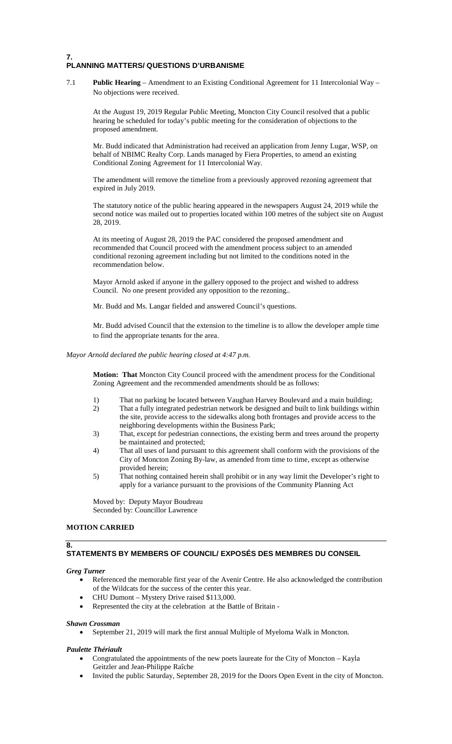## 7.
## PLANNING MATTERS/ QUESTIONS D'URBANISME

7.1 **Public Hearing** – Amendment to an Existing Conditional Agreement for 11 Intercolonial Way – No objections were received.

At the August 19, 2019 Regular Public Meeting, Moncton City Council resolved that a public hearing be scheduled for today's public meeting for the consideration of objections to the proposed amendment.

Mr. Budd indicated that Administration had received an application from Jenny Lugar, WSP, on behalf of NBIMC Realty Corp. Lands managed by Fiera Properties, to amend an existing Conditional Zoning Agreement for 11 Intercolonial Way.

The amendment will remove the timeline from a previously approved rezoning agreement that expired in July 2019.

The statutory notice of the public hearing appeared in the newspapers August 24, 2019 while the second notice was mailed out to properties located within 100 metres of the subject site on August 28, 2019.

At its meeting of August 28, 2019 the PAC considered the proposed amendment and recommended that Council proceed with the amendment process subject to an amended conditional rezoning agreement including but not limited to the conditions noted in the recommendation below.

Mayor Arnold asked if anyone in the gallery opposed to the project and wished to address Council. No one present provided any opposition to the rezoning..

Mr. Budd and Ms. Langar fielded and answered Council's questions.

Mr. Budd advised Council that the extension to the timeline is to allow the developer ample time to find the appropriate tenants for the area.

*Mayor Arnold declared the public hearing closed at 4:47 p.m.*

**Motion: That** Moncton City Council proceed with the amendment process for the Conditional Zoning Agreement and the recommended amendments should be as follows:

1) That no parking be located between Vaughan Harvey Boulevard and a main building;
2) That a fully integrated pedestrian network be designed and built to link buildings within the site, provide access to the sidewalks along both frontages and provide access to the neighboring developments within the Business Park;
3) That, except for pedestrian connections, the existing berm and trees around the property be maintained and protected;
4) That all uses of land pursuant to this agreement shall conform with the provisions of the City of Moncton Zoning By-law, as amended from time to time, except as otherwise provided herein;
5) That nothing contained herein shall prohibit or in any way limit the Developer's right to apply for a variance pursuant to the provisions of the Community Planning Act

Moved by: Deputy Mayor Boudreau
Seconded by: Councillor Lawrence

**MOTION CARRIED**

## 8.
## STATEMENTS BY MEMBERS OF COUNCIL/ EXPOSÉS DES MEMBRES DU CONSEIL

***Greg Turner***

- Referenced the memorable first year of the Avenir Centre. He also acknowledged the contribution of the Wildcats for the success of the center this year.
- CHU Dumont – Mystery Drive raised $113,000.
- Represented the city at the celebration at the Battle of Britain -

***Shawn Crossman***

- September 21, 2019 will mark the first annual Multiple of Myeloma Walk in Moncton.

***Paulette Thériault***

- Congratulated the appointments of the new poets laureate for the City of Moncton – Kayla Geitzler and Jean-Philippe Raîche
- Invited the public Saturday, September 28, 2019 for the Doors Open Event in the city of Moncton.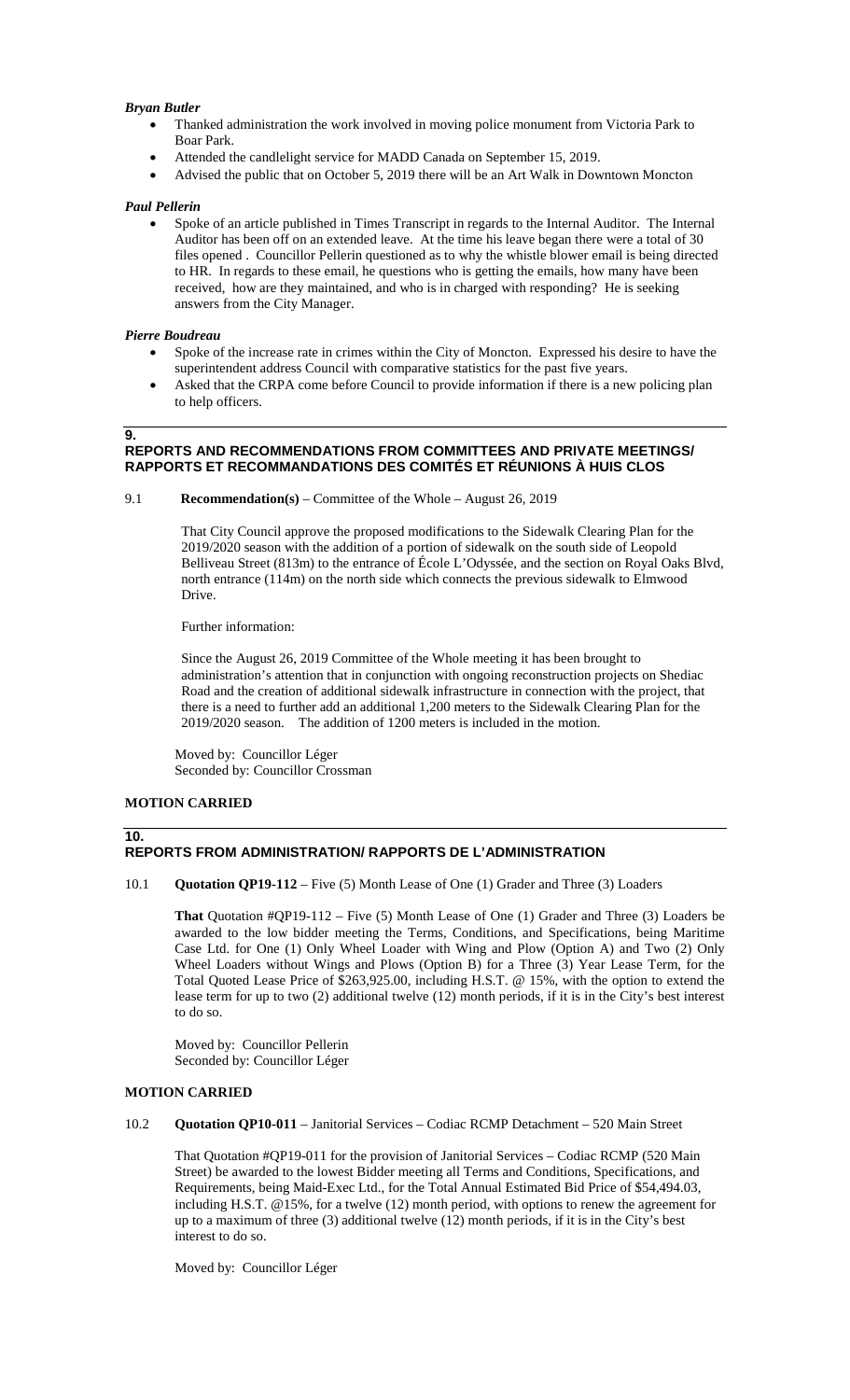*Bryan Butler*

- Thanked administration the work involved in moving police monument from Victoria Park to Boar Park.
- Attended the candlelight service for MADD Canada on September 15, 2019.
- Advised the public that on October 5, 2019 there will be an Art Walk in Downtown Moncton

*Paul Pellerin*

- Spoke of an article published in Times Transcript in regards to the Internal Auditor. The Internal Auditor has been off on an extended leave. At the time his leave began there were a total of 30 files opened . Councillor Pellerin questioned as to why the whistle blower email is being directed to HR. In regards to these email, he questions who is getting the emails, how many have been received, how are they maintained, and who is in charged with responding? He is seeking answers from the City Manager.

*Pierre Boudreau*

- Spoke of the increase rate in crimes within the City of Moncton. Expressed his desire to have the superintendent address Council with comparative statistics for the past five years.
- Asked that the CRPA come before Council to provide information if there is a new policing plan to help officers.

## 9. REPORTS AND RECOMMENDATIONS FROM COMMITTEES AND PRIVATE MEETINGS/ RAPPORTS ET RECOMMANDATIONS DES COMITÉS ET RÉUNIONS À HUIS CLOS

9.1 **Recommendation(s)** – Committee of the Whole – August 26, 2019

That City Council approve the proposed modifications to the Sidewalk Clearing Plan for the 2019/2020 season with the addition of a portion of sidewalk on the south side of Leopold Belliveau Street (813m) to the entrance of École L'Odyssée, and the section on Royal Oaks Blvd, north entrance (114m) on the north side which connects the previous sidewalk to Elmwood Drive.

Further information:

Since the August 26, 2019 Committee of the Whole meeting it has been brought to administration's attention that in conjunction with ongoing reconstruction projects on Shediac Road and the creation of additional sidewalk infrastructure in connection with the project, that there is a need to further add an additional 1,200 meters to the Sidewalk Clearing Plan for the 2019/2020 season. The addition of 1200 meters is included in the motion.

Moved by: Councillor Léger
Seconded by: Councillor Crossman

**MOTION CARRIED**

## 10. REPORTS FROM ADMINISTRATION/ RAPPORTS DE L'ADMINISTRATION

10.1 **Quotation QP19-112** – Five (5) Month Lease of One (1) Grader and Three (3) Loaders

**That** Quotation #QP19-112 – Five (5) Month Lease of One (1) Grader and Three (3) Loaders be awarded to the low bidder meeting the Terms, Conditions, and Specifications, being Maritime Case Ltd. for One (1) Only Wheel Loader with Wing and Plow (Option A) and Two (2) Only Wheel Loaders without Wings and Plows (Option B) for a Three (3) Year Lease Term, for the Total Quoted Lease Price of $263,925.00, including H.S.T. @ 15%, with the option to extend the lease term for up to two (2) additional twelve (12) month periods, if it is in the City's best interest to do so.

Moved by: Councillor Pellerin
Seconded by: Councillor Léger

**MOTION CARRIED**

10.2 **Quotation QP10-011** – Janitorial Services – Codiac RCMP Detachment – 520 Main Street

That Quotation #QP19-011 for the provision of Janitorial Services – Codiac RCMP (520 Main Street) be awarded to the lowest Bidder meeting all Terms and Conditions, Specifications, and Requirements, being Maid-Exec Ltd., for the Total Annual Estimated Bid Price of $54,494.03, including H.S.T. @15%, for a twelve (12) month period, with options to renew the agreement for up to a maximum of three (3) additional twelve (12) month periods, if it is in the City's best interest to do so.

Moved by: Councillor Léger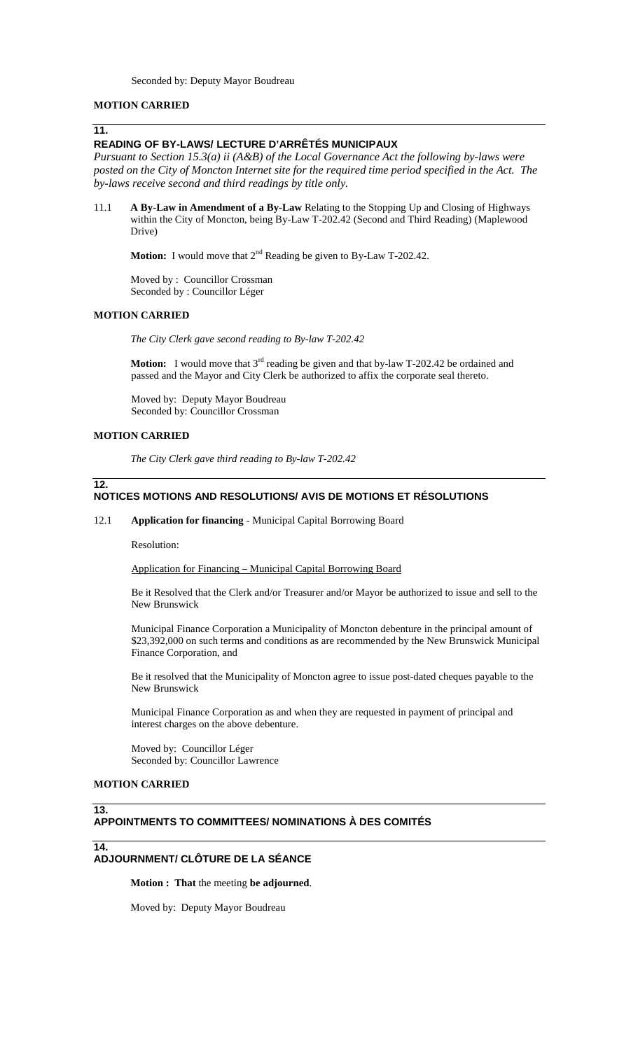Seconded by: Deputy Mayor Boudreau

**MOTION CARRIED**

## 11. READING OF BY-LAWS/ LECTURE D'ARRÊTÉS MUNICIPAUX

*Pursuant to Section 15.3(a) ii (A&B) of the Local Governance Act the following by-laws were posted on the City of Moncton Internet site for the required time period specified in the Act. The by-laws receive second and third readings by title only.*

11.1 **A By-Law in Amendment of a By-Law** Relating to the Stopping Up and Closing of Highways within the City of Moncton, being By-Law T-202.42 (Second and Third Reading) (Maplewood Drive)

**Motion:** I would move that 2nd Reading be given to By-Law T-202.42.

Moved by : Councillor Crossman
Seconded by : Councillor Léger

**MOTION CARRIED**

*The City Clerk gave second reading to By-law T-202.42*

**Motion:** I would move that 3rd reading be given and that by-law T-202.42 be ordained and passed and the Mayor and City Clerk be authorized to affix the corporate seal thereto.

Moved by: Deputy Mayor Boudreau
Seconded by: Councillor Crossman

**MOTION CARRIED**

*The City Clerk gave third reading to By-law T-202.42*

## 12. NOTICES MOTIONS AND RESOLUTIONS/ AVIS DE MOTIONS ET RÉSOLUTIONS

12.1 **Application for financing** - Municipal Capital Borrowing Board

Resolution:

Application for Financing – Municipal Capital Borrowing Board

Be it Resolved that the Clerk and/or Treasurer and/or Mayor be authorized to issue and sell to the New Brunswick

Municipal Finance Corporation a Municipality of Moncton debenture in the principal amount of $23,392,000 on such terms and conditions as are recommended by the New Brunswick Municipal Finance Corporation, and

Be it resolved that the Municipality of Moncton agree to issue post-dated cheques payable to the New Brunswick

Municipal Finance Corporation as and when they are requested in payment of principal and interest charges on the above debenture.

Moved by: Councillor Léger
Seconded by: Councillor Lawrence

**MOTION CARRIED**

## 13. APPOINTMENTS TO COMMITTEES/ NOMINATIONS À DES COMITÉS

## 14. ADJOURNMENT/ CLÔTURE DE LA SÉANCE

**Motion : That** the meeting **be adjourned**.

Moved by: Deputy Mayor Boudreau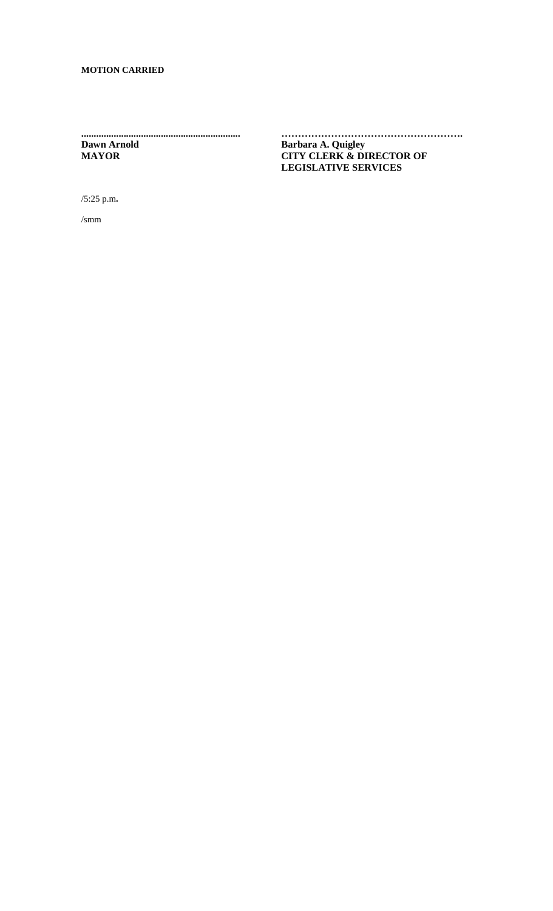**MOTION CARRIED**

| | |
|---|---|
| **...............................................................** | **……………………………………………….** |
| **Dawn Arnold** | **Barbara A. Quigley** |
| **MAYOR** | **CITY CLERK & DIRECTOR OF LEGISLATIVE SERVICES** |

/5:25 p.m**.**

/smm